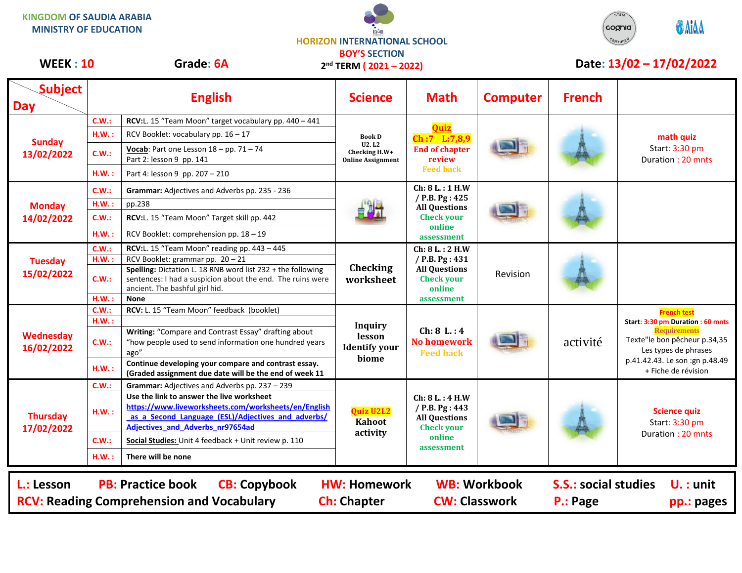KINGDOM OF SAUDIA ARABIA
MINISTRY OF EDUCATION

HORIZON INTERNATIONAL SCHOOL
BOY'S SECTION
2nd TERM ( 2021 – 2022)

**WEEK : 10** **Grade: 6A** **Date: 13/02 – 17/02/2022**

| Day | | English | Science | Math | Computer | French | |
|---|---|---|---|---|---|---|---|
| Sunday 13/02/2022 | C.W.: | RCV:L. 15 "Team Moon" target vocabulary pp. 440 – 441 | Book D U2. L2 Checking H.W+ Online Assignment | Quiz Ch :7 L:7,8,9 End of chapter review Feed back | | | math quiz Start: 3:30 pm Duration : 20 mnts |
| | H.W. : | RCV Booklet: vocabulary pp. 16 – 17 | | | | | |
| | C.W.: | Vocab: Part one Lesson 18 – pp. 71 – 74 Part 2: lesson 9 pp. 141 | | | | | |
| | H.W. : | Part 4: lesson 9 pp. 207 – 210 | | | | | |
| Monday 14/02/2022 | C.W.: | Grammar: Adjectives and Adverbs pp. 235 - 236 | | Ch: 8 L. : 1 H.W / P.B. Pg : 425 All Questions Check your online assessment | | | |
| | H.W. : | pp.238 | | | | | |
| | C.W.: | RCV:L. 15 "Team Moon" Target skill pp. 442 | | | | | |
| | H.W. : | RCV Booklet: comprehension pp. 18 – 19 | | | | | |
| Tuesday 15/02/2022 | C.W.: | RCV:L. 15 "Team Moon" reading pp. 443 – 445 | Checking worksheet | Ch: 8 L. : 2 H.W / P.B. Pg : 431 All Questions Check your online assessment | Revision | | |
| | H.W. : | RCV Booklet: grammar pp. 20 – 21 | | | | | |
| | C.W.: | Spelling: Dictation L. 18 RNB word list 232 + the following sentences: I had a suspicion about the end. The ruins were ancient. The bashful girl hid. | | | | | |
| | H.W. : | None | | | | | |
| Wednesday 16/02/2022 | C.W.: | RCV: L. 15 "Team Moon" feedback (booklet) | Inquiry lesson Identify your biome | Ch: 8 L. : 4 No homework Feed back | | activité | French test Start: 3:30 pm Duration : 60 mnts Requirements Texte"le bon pêcheur p.34,35 Les types de phrases p.41.42.43. Le son :gn p.48.49 + Fiche de révision |
| | H.W. : | | | | | | |
| | C.W.: | Writing: "Compare and Contrast Essay" drafting about "how people used to send information one hundred years ago" | | | | | |
| | H.W. : | Continue developing your compare and contrast essay. (Graded assignment due date will be the end of week 11 | | | | | |
| Thursday 17/02/2022 | C.W.: | Grammar: Adjectives and Adverbs pp. 237 – 239 | Quiz U2L2 Kahoot activity | Ch: 8 L. : 4 H.W / P.B. Pg : 443 All Questions Check your online assessment | | | Science quiz Start: 3:30 pm Duration : 20 mnts |
| | H.W. : | Use the link to answer the live worksheet https://www.liveworksheets.com/worksheets/en/English_as_a_Second_Language_(ESL)/Adjectives_and_adverbs/Adjectives_and_Adverbs_nr97654ad | | | | | |
| | C.W.: | Social Studies: Unit 4 feedback + Unit review p. 110 | | | | | |
| | H.W. : | There will be none | | | | | |

**L.: Lesson** **PB: Practice book** **CB: Copybook** **HW: Homework** **WB: Workbook** **S.S.: social studies** **U. : unit**
**RCV: Reading Comprehension and Vocabulary** **Ch: Chapter** **CW: Classwork** **P.: Page** **pp.: pages**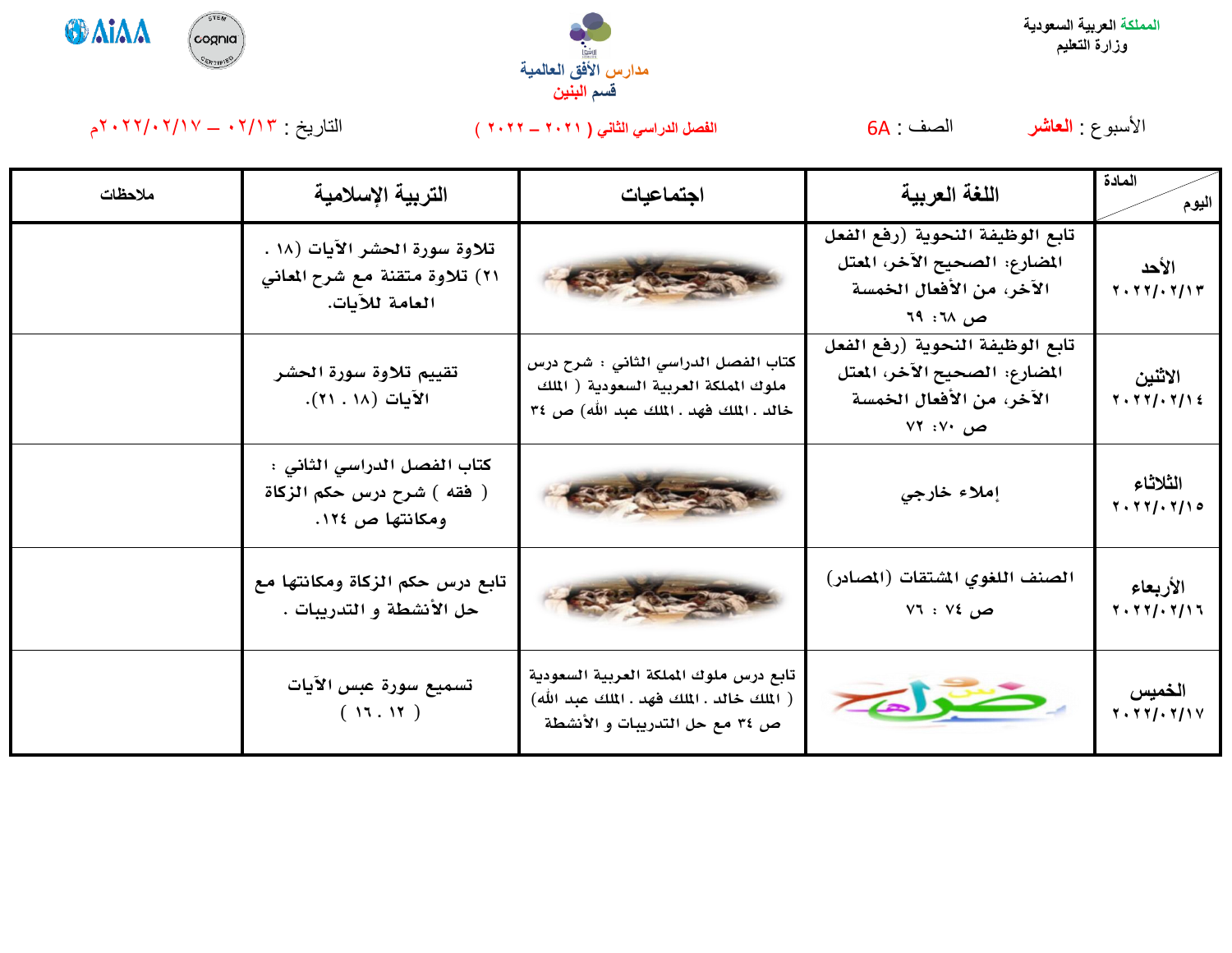المملكة العربية السعودية
وزارة التعليم

مدارس الأفق العالمية
قسم البنين

الأسبوع : العاشر　　　الصف : 6A　　　الفصل الدراسي الثاني ( ٢٠٢١ – ٢٠٢٢ )　　　التاريخ : ٠٢/١٣ – ٢٠٢٢/٠٢/١٧م

| المادة / اليوم | اللغة العربية | اجتماعيات | التربية الإسلامية | ملاحظات |
| --- | --- | --- | --- | --- |
| الأحد ٢٠٢٢/٠٢/١٣ | تابع الوظيفة النحوية (رفع الفعل المضارع: الصحيح الآخر، المعتل الآخر، من الأفعال الخمسة ص ٦٨: ٦٩ | | تلاوة سورة الحشر الآيات (١٨ . ٢١) تلاوة متقنة مع شرح المعاني العامة للآيات. | |
| الاثنين ٢٠٢٢/٠٢/١٤ | تابع الوظيفة النحوية (رفع الفعل المضارع: الصحيح الآخر، المعتل الآخر، من الأفعال الخمسة ص ٧٠: ٧٢ | كتاب الفصل الدراسي الثاني : شرح درس ملوك المملكة العربية السعودية ( الملك خالد . الملك فهد . الملك عبد الله) ص ٣٤ | تقييم تلاوة سورة الحشر الآيات (١٨ . ٢١). | |
| الثلاثاء ٢٠٢٢/٠٢/١٥ | إملاء خارجي | | كتاب الفصل الدراسي الثاني : ( فقه ) شرح درس حكم الزكاة ومكانتها ص ١٢٤. | |
| الأربعاء ٢٠٢٢/٠٢/١٦ | الصنف اللغوي المشتقات (المصادر) ص ٧٤ : ٧٦ | | تابع درس حكم الزكاة ومكانتها مع حل الأنشطة و التدريبات . | |
| الخميس ٢٠٢٢/٠٢/١٧ | | تابع درس ملوك المملكة العربية السعودية ( الملك خالد . الملك فهد . الملك عبد الله) ص ٣٤ مع حل التدريبات و الأنشطة | تسميع سورة عبس الآيات ( ١٢ . ١٦ ) | |